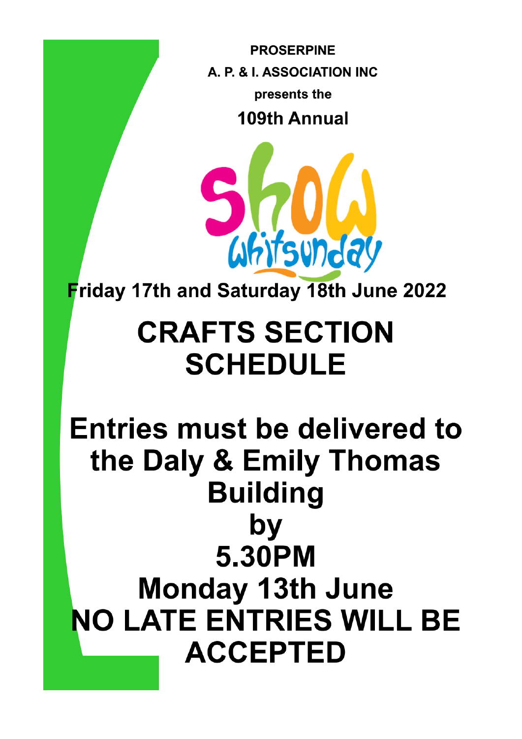**PROSERPINE**

**A. P. & I. ASSOCIATION INC**

**presents the**

**109th Annual**

Show Whitsunday

**Friday 17th and Saturday 18th June 2022**

# CRAFTS SECTION SCHEDULE

## Entries must be delivered to the Daly & Emily Thomas Building by 5.30PM Monday 13th June

## NO LATE ENTRIES WILL BE ACCEPTED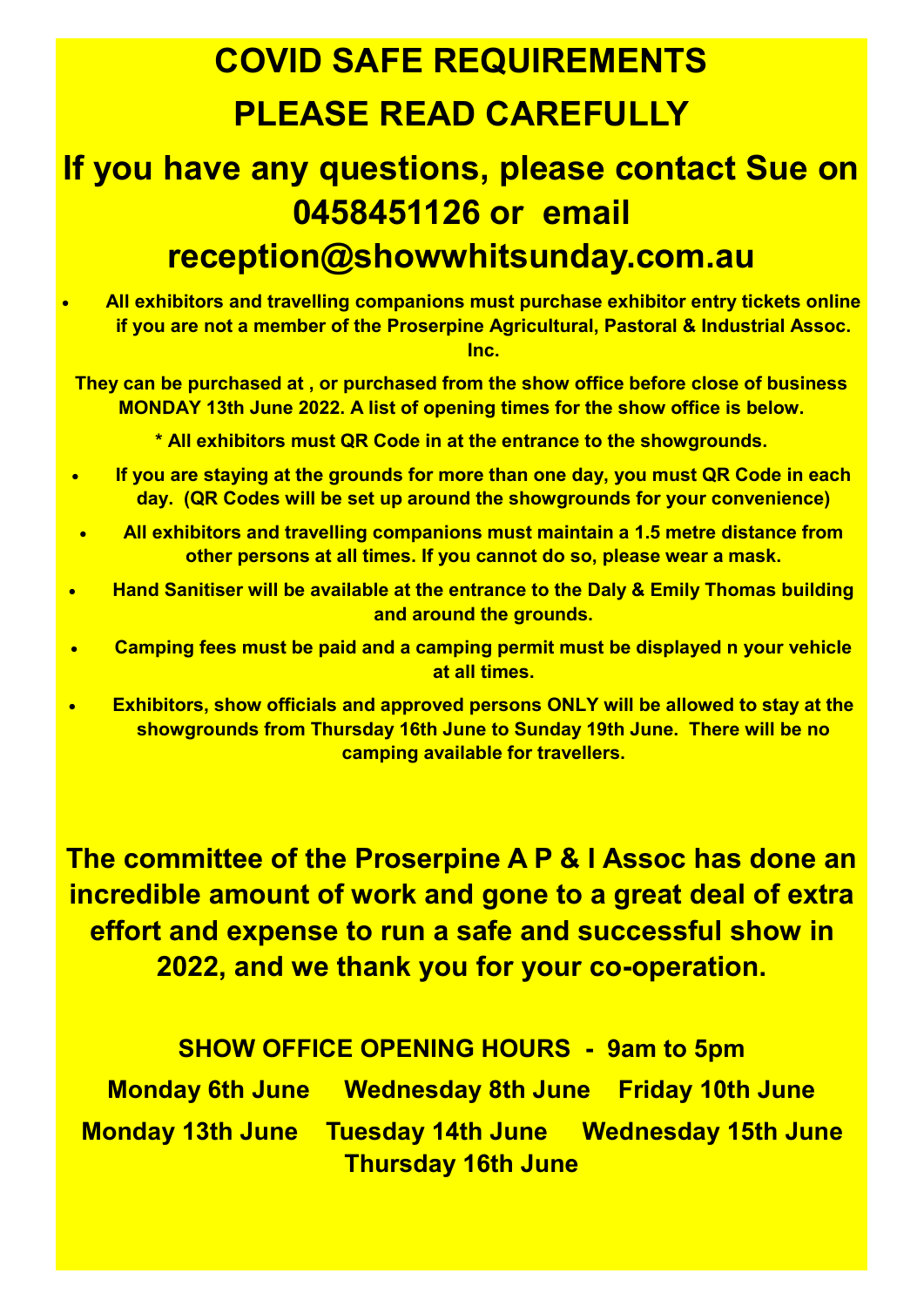# COVID SAFE REQUIREMENTS

# PLEASE READ CAREFULLY

## If you have any questions, please contact Sue on 0458451126 or email reception@showwhitsunday.com.au

- **All exhibitors and travelling companions must purchase exhibitor entry tickets online if you are not a member of the Proserpine Agricultural, Pastoral & Industrial Assoc. Inc.**

**They can be purchased at , or purchased from the show office before close of business MONDAY 13th June 2022. A list of opening times for the show office is below.**

**\* All exhibitors must QR Code in at the entrance to the showgrounds.**

- **If you are staying at the grounds for more than one day, you must QR Code in each day. (QR Codes will be set up around the showgrounds for your convenience)**
- **All exhibitors and travelling companions must maintain a 1.5 metre distance from other persons at all times. If you cannot do so, please wear a mask.**
- **Hand Sanitiser will be available at the entrance to the Daly & Emily Thomas building and around the grounds.**
- **Camping fees must be paid and a camping permit must be displayed n your vehicle at all times.**
- **Exhibitors, show officials and approved persons ONLY will be allowed to stay at the showgrounds from Thursday 16th June to Sunday 19th June. There will be no camping available for travellers.**

**The committee of the Proserpine A P & I Assoc has done an incredible amount of work and gone to a great deal of extra effort and expense to run a safe and successful show in 2022, and we thank you for your co-operation.**

**SHOW OFFICE OPENING HOURS - 9am to 5pm**

**Monday 6th June Wednesday 8th June Friday 10th June**

**Monday 13th June Tuesday 14th June Wednesday 15th June Thursday 16th June**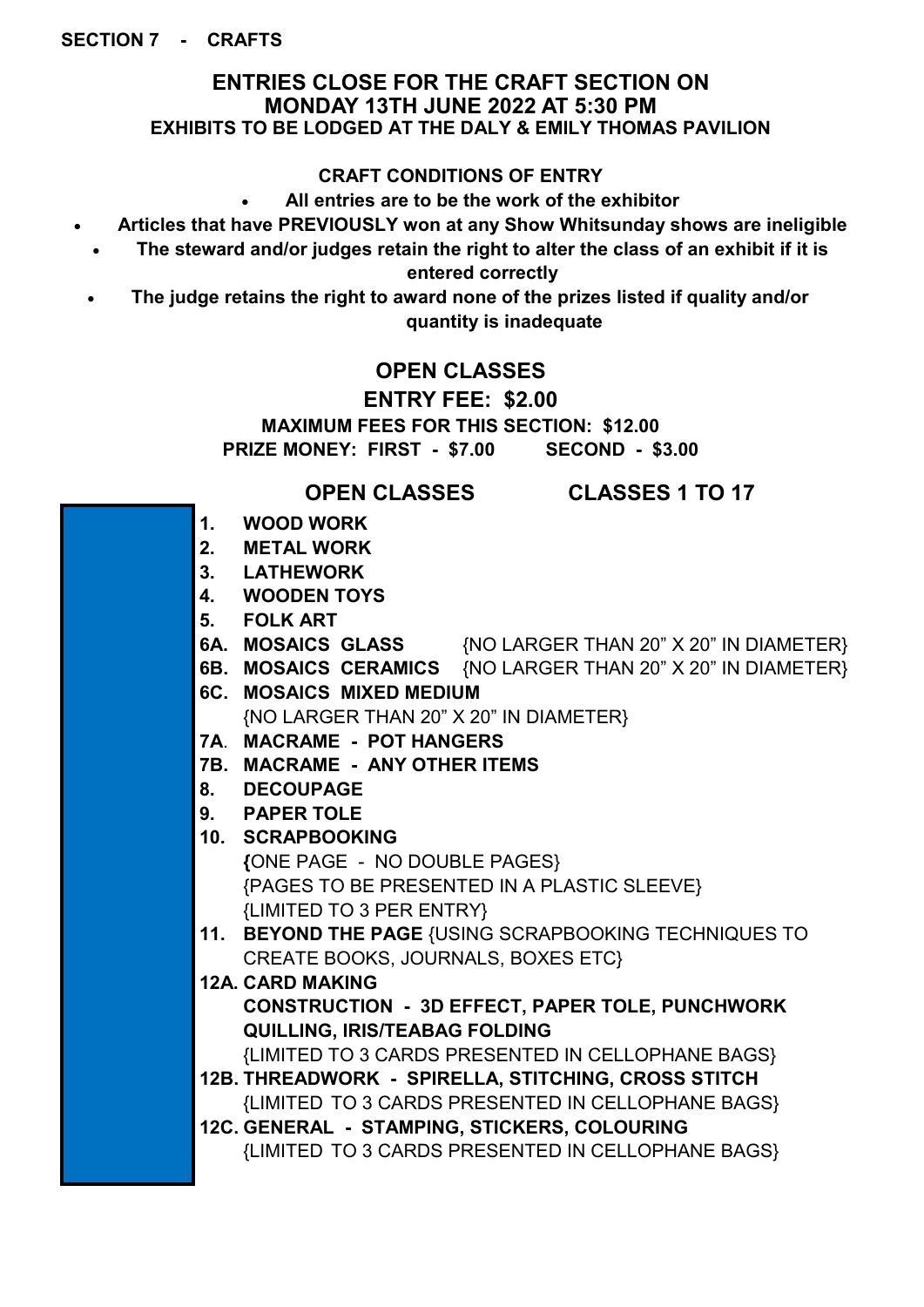**SECTION 7 - CRAFTS**

## ENTRIES CLOSE FOR THE CRAFT SECTION ON MONDAY 13TH JUNE 2022 AT 5:30 PM

**EXHIBITS TO BE LODGED AT THE DALY & EMILY THOMAS PAVILION**

### CRAFT CONDITIONS OF ENTRY

- **All entries are to be the work of the exhibitor**
- **Articles that have PREVIOUSLY won at any Show Whitsunday shows are ineligible**
- **The steward and/or judges retain the right to alter the class of an exhibit if it is entered correctly**
- **The judge retains the right to award none of the prizes listed if quality and/or quantity is inadequate**

## OPEN CLASSES

### ENTRY FEE: $2.00

**MAXIMUM FEES FOR THIS SECTION: $12.00**

**PRIZE MONEY: FIRST - $7.00 SECOND - $3.00**

### OPEN CLASSES CLASSES 1 TO 17

**1. WOOD WORK**

**2. METAL WORK**

**3. LATHEWORK**

**4. WOODEN TOYS**

**5. FOLK ART**

**6A. MOSAICS GLASS** {NO LARGER THAN 20" X 20" IN DIAMETER}

**6B. MOSAICS CERAMICS** {NO LARGER THAN 20" X 20" IN DIAMETER}

**6C. MOSAICS MIXED MEDIUM**
{NO LARGER THAN 20" X 20" IN DIAMETER}

**7A. MACRAME - POT HANGERS**

**7B. MACRAME - ANY OTHER ITEMS**

**8. DECOUPAGE**

**9. PAPER TOLE**

**10. SCRAPBOOKING**
{ONE PAGE - NO DOUBLE PAGES}
{PAGES TO BE PRESENTED IN A PLASTIC SLEEVE}
{LIMITED TO 3 PER ENTRY}

**11. BEYOND THE PAGE** {USING SCRAPBOOKING TECHNIQUES TO CREATE BOOKS, JOURNALS, BOXES ETC}

**12A. CARD MAKING**
**CONSTRUCTION - 3D EFFECT, PAPER TOLE, PUNCHWORK QUILLING, IRIS/TEABAG FOLDING**
{LIMITED TO 3 CARDS PRESENTED IN CELLOPHANE BAGS}

**12B. THREADWORK - SPIRELLA, STITCHING, CROSS STITCH**
{LIMITED TO 3 CARDS PRESENTED IN CELLOPHANE BAGS}

**12C. GENERAL - STAMPING, STICKERS, COLOURING**
{LIMITED TO 3 CARDS PRESENTED IN CELLOPHANE BAGS}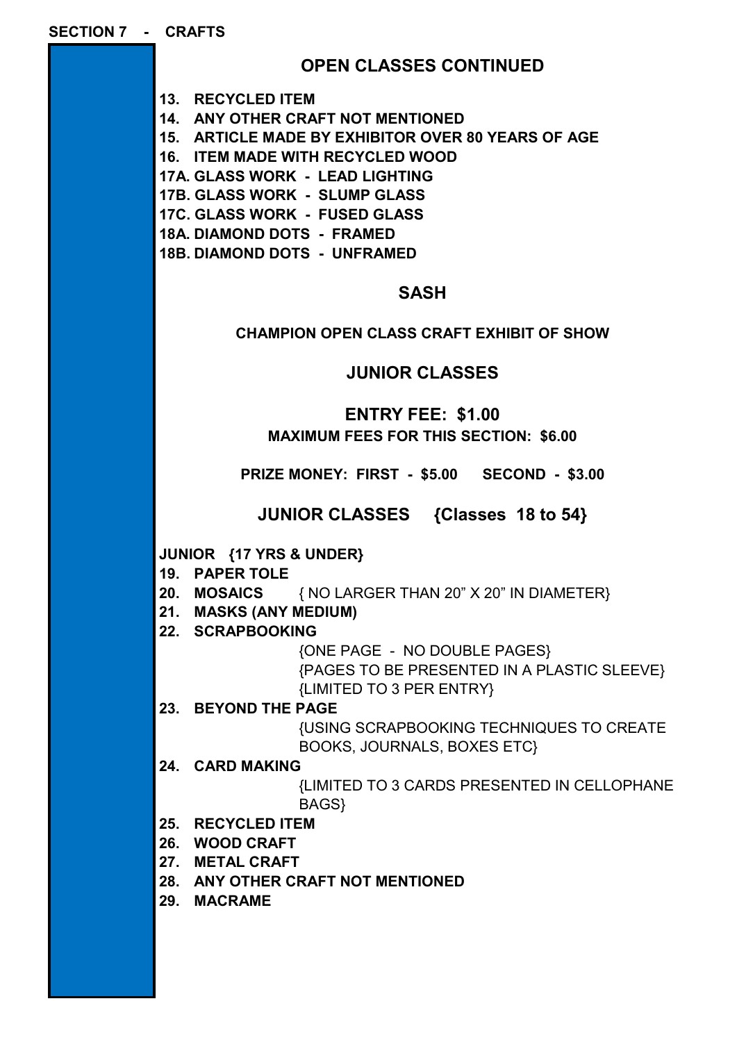## SECTION 7 - CRAFTS

## OPEN CLASSES CONTINUED

13. **RECYCLED ITEM**
14. **ANY OTHER CRAFT NOT MENTIONED**
15. **ARTICLE MADE BY EXHIBITOR OVER 80 YEARS OF AGE**
16. **ITEM MADE WITH RECYCLED WOOD**

**17A. GLASS WORK - LEAD LIGHTING**
**17B. GLASS WORK - SLUMP GLASS**
**17C. GLASS WORK - FUSED GLASS**
**18A. DIAMOND DOTS - FRAMED**
**18B. DIAMOND DOTS - UNFRAMED**

## SASH

**CHAMPION OPEN CLASS CRAFT EXHIBIT OF SHOW**

## JUNIOR CLASSES

### ENTRY FEE: $1.00

**MAXIMUM FEES FOR THIS SECTION: $6.00**

**PRIZE MONEY: FIRST - $5.00 SECOND - $3.00**

## JUNIOR CLASSES {Classes 18 to 54}

**JUNIOR {17 YRS & UNDER}**

19. **PAPER TOLE**
20. **MOSAICS** { NO LARGER THAN 20" X 20" IN DIAMETER}
21. **MASKS (ANY MEDIUM)**
22. **SCRAPBOOKING**
    {ONE PAGE - NO DOUBLE PAGES}
    {PAGES TO BE PRESENTED IN A PLASTIC SLEEVE}
    {LIMITED TO 3 PER ENTRY}
23. **BEYOND THE PAGE**
    {USING SCRAPBOOKING TECHNIQUES TO CREATE BOOKS, JOURNALS, BOXES ETC}
24. **CARD MAKING**
    {LIMITED TO 3 CARDS PRESENTED IN CELLOPHANE BAGS}
25. **RECYCLED ITEM**
26. **WOOD CRAFT**
27. **METAL CRAFT**
28. **ANY OTHER CRAFT NOT MENTIONED**
29. **MACRAME**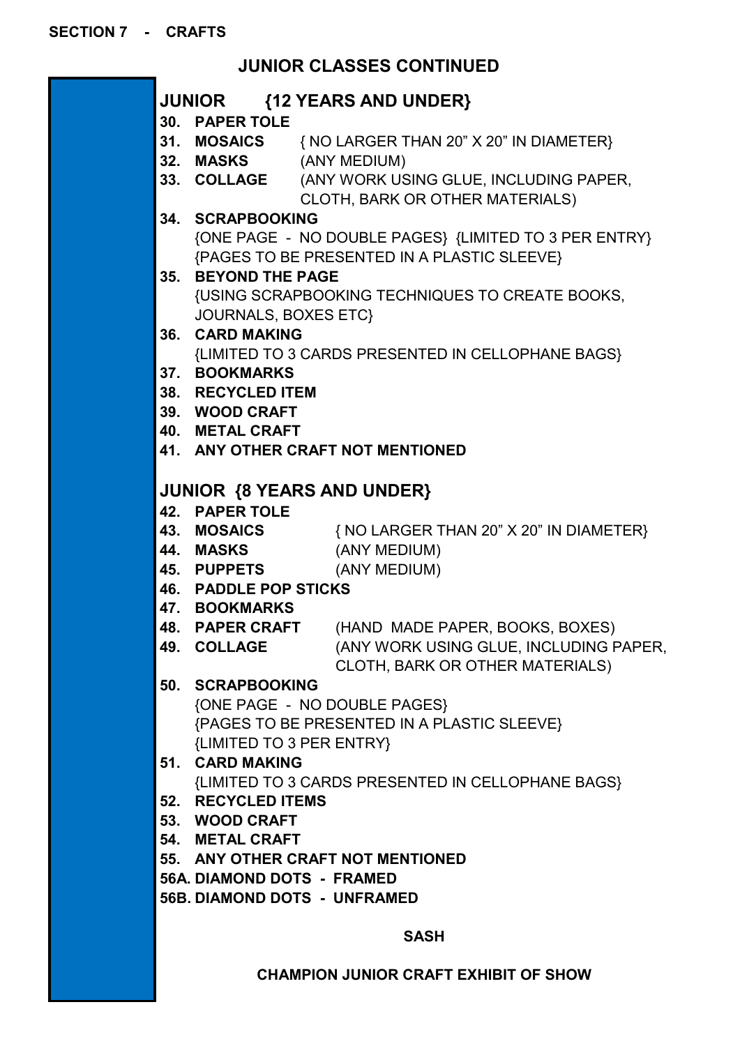**SECTION 7 - CRAFTS**

## JUNIOR CLASSES CONTINUED

### JUNIOR {12 YEARS AND UNDER}

30. **PAPER TOLE**
31. **MOSAICS** { NO LARGER THAN 20" X 20" IN DIAMETER}
32. **MASKS** (ANY MEDIUM)
33. **COLLAGE** (ANY WORK USING GLUE, INCLUDING PAPER, CLOTH, BARK OR OTHER MATERIALS)
34. **SCRAPBOOKING**
    {ONE PAGE - NO DOUBLE PAGES} {LIMITED TO 3 PER ENTRY}
    {PAGES TO BE PRESENTED IN A PLASTIC SLEEVE}
35. **BEYOND THE PAGE**
    {USING SCRAPBOOKING TECHNIQUES TO CREATE BOOKS, JOURNALS, BOXES ETC}
36. **CARD MAKING**
    {LIMITED TO 3 CARDS PRESENTED IN CELLOPHANE BAGS}
37. **BOOKMARKS**
38. **RECYCLED ITEM**
39. **WOOD CRAFT**
40. **METAL CRAFT**
41. **ANY OTHER CRAFT NOT MENTIONED**

### JUNIOR {8 YEARS AND UNDER}

42. **PAPER TOLE**
43. **MOSAICS** { NO LARGER THAN 20" X 20" IN DIAMETER}
44. **MASKS** (ANY MEDIUM)
45. **PUPPETS** (ANY MEDIUM)
46. **PADDLE POP STICKS**
47. **BOOKMARKS**
48. **PAPER CRAFT** (HAND MADE PAPER, BOOKS, BOXES)
49. **COLLAGE** (ANY WORK USING GLUE, INCLUDING PAPER, CLOTH, BARK OR OTHER MATERIALS)
50. **SCRAPBOOKING**
    {ONE PAGE - NO DOUBLE PAGES}
    {PAGES TO BE PRESENTED IN A PLASTIC SLEEVE}
    {LIMITED TO 3 PER ENTRY}
51. **CARD MAKING**
    {LIMITED TO 3 CARDS PRESENTED IN CELLOPHANE BAGS}
52. **RECYCLED ITEMS**
53. **WOOD CRAFT**
54. **METAL CRAFT**
55. **ANY OTHER CRAFT NOT MENTIONED**

**56A. DIAMOND DOTS - FRAMED**

**56B. DIAMOND DOTS - UNFRAMED**

**SASH**

**CHAMPION JUNIOR CRAFT EXHIBIT OF SHOW**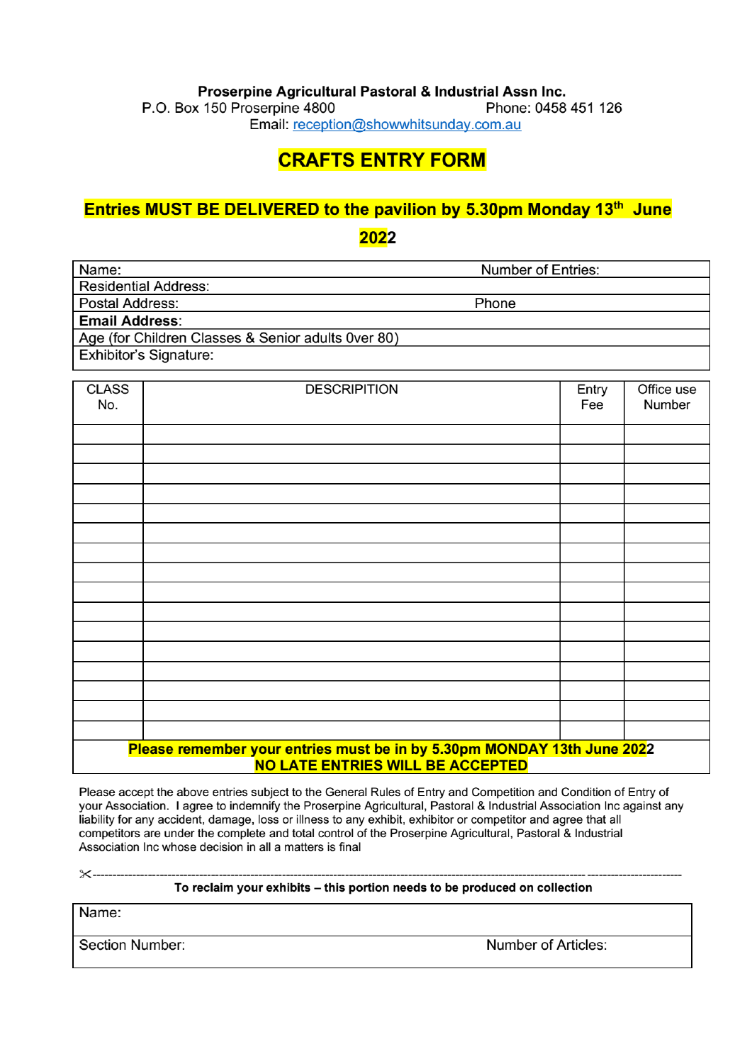**Proserpine Agricultural Pastoral & Industrial Assn Inc.**
P.O. Box 150 Proserpine 4800 Phone: 0458 451 126
Email: reception@showwhitsunday.com.au

# CRAFTS ENTRY FORM

## Entries MUST BE DELIVERED to the pavilion by 5.30pm Monday 13th June 2022

| | |
|---|---|
| Name: | Number of Entries: |
| Residential Address: | |
| Postal Address: | Phone |
| **Email Address**: | |
| Age (for Children Classes & Senior adults 0ver 80) | |
| Exhibitor's Signature: | |

| CLASS No. | DESCRIPITION | Entry Fee | Office use Number |
|---|---|---|---|
| | | | |
| | | | |
| | | | |
| | | | |
| | | | |
| | | | |
| | | | |
| | | | |
| | | | |
| | | | |
| | | | |
| | | | |
| | | | |
| | | | |
| | | | |
| | | | |

**Please remember your entries must be in by 5.30pm MONDAY 13th June 2022**
**NO LATE ENTRIES WILL BE ACCEPTED**

Please accept the above entries subject to the General Rules of Entry and Competition and Condition of Entry of your Association. I agree to indemnify the Proserpine Agricultural, Pastoral & Industrial Association Inc against any liability for any accident, damage, loss or illness to any exhibit, exhibitor or competitor and agree that all competitors are under the complete and total control of the Proserpine Agricultural, Pastoral & Industrial Association Inc whose decision in all a matters is final

✂-----------------------------------------------------------------------------------------------------------

**To reclaim your exhibits – this portion needs to be produced on collection**

| | |
|---|---|
| Name: | |
| Section Number: | Number of Articles: |